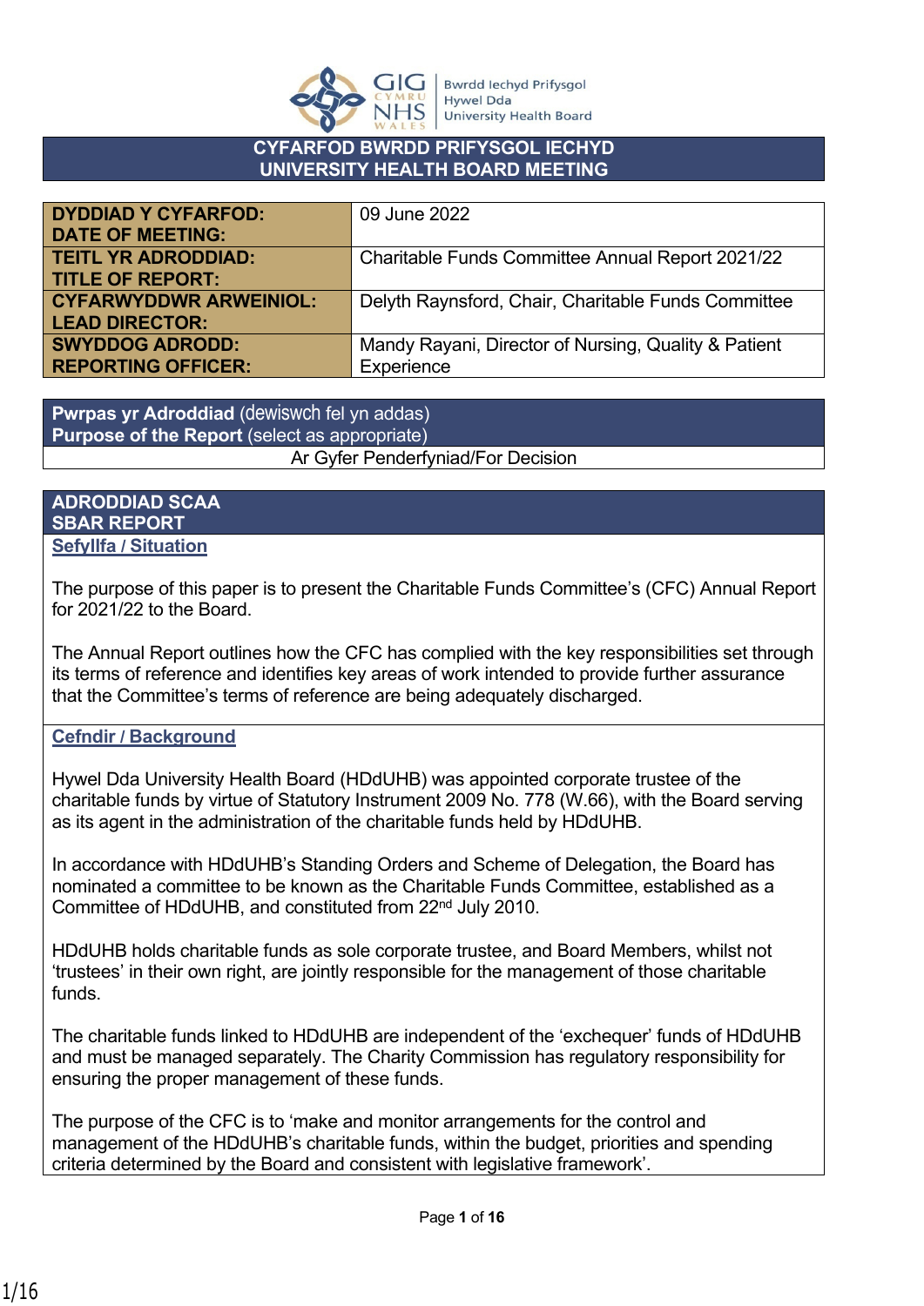Bwrdd Iechyd Prifysgol Hywel Dda University Health Board

# CYFARFOD BWRDD PRIFYSGOL IECHYD
# UNIVERSITY HEALTH BOARD MEETING

| | |
|---|---|
| **DYDDIAD Y CYFARFOD: DATE OF MEETING:** | 09 June 2022 |
| **TEITL YR ADRODDIAD: TITLE OF REPORT:** | Charitable Funds Committee Annual Report 2021/22 |
| **CYFARWYDDWR ARWEINIOL: LEAD DIRECTOR:** | Delyth Raynsford, Chair, Charitable Funds Committee |
| **SWYDDOG ADRODD: REPORTING OFFICER:** | Mandy Rayani, Director of Nursing, Quality & Patient Experience |

**Pwrpas yr Adroddiad** (dewiswch fel yn addas)
**Purpose of the Report** (select as appropriate)

Ar Gyfer Penderfyniad/For Decision

## ADRODDIAD SCAA
## SBAR REPORT

### Sefyllfa / Situation

The purpose of this paper is to present the Charitable Funds Committee's (CFC) Annual Report for 2021/22 to the Board.

The Annual Report outlines how the CFC has complied with the key responsibilities set through its terms of reference and identifies key areas of work intended to provide further assurance that the Committee's terms of reference are being adequately discharged.

### Cefndir / Background

Hywel Dda University Health Board (HDdUHB) was appointed corporate trustee of the charitable funds by virtue of Statutory Instrument 2009 No. 778 (W.66), with the Board serving as its agent in the administration of the charitable funds held by HDdUHB.

In accordance with HDdUHB's Standing Orders and Scheme of Delegation, the Board has nominated a committee to be known as the Charitable Funds Committee, established as a Committee of HDdUHB, and constituted from 22nd July 2010.

HDdUHB holds charitable funds as sole corporate trustee, and Board Members, whilst not 'trustees' in their own right, are jointly responsible for the management of those charitable funds.

The charitable funds linked to HDdUHB are independent of the 'exchequer' funds of HDdUHB and must be managed separately. The Charity Commission has regulatory responsibility for ensuring the proper management of these funds.

The purpose of the CFC is to 'make and monitor arrangements for the control and management of the HDdUHB's charitable funds, within the budget, priorities and spending criteria determined by the Board and consistent with legislative framework'.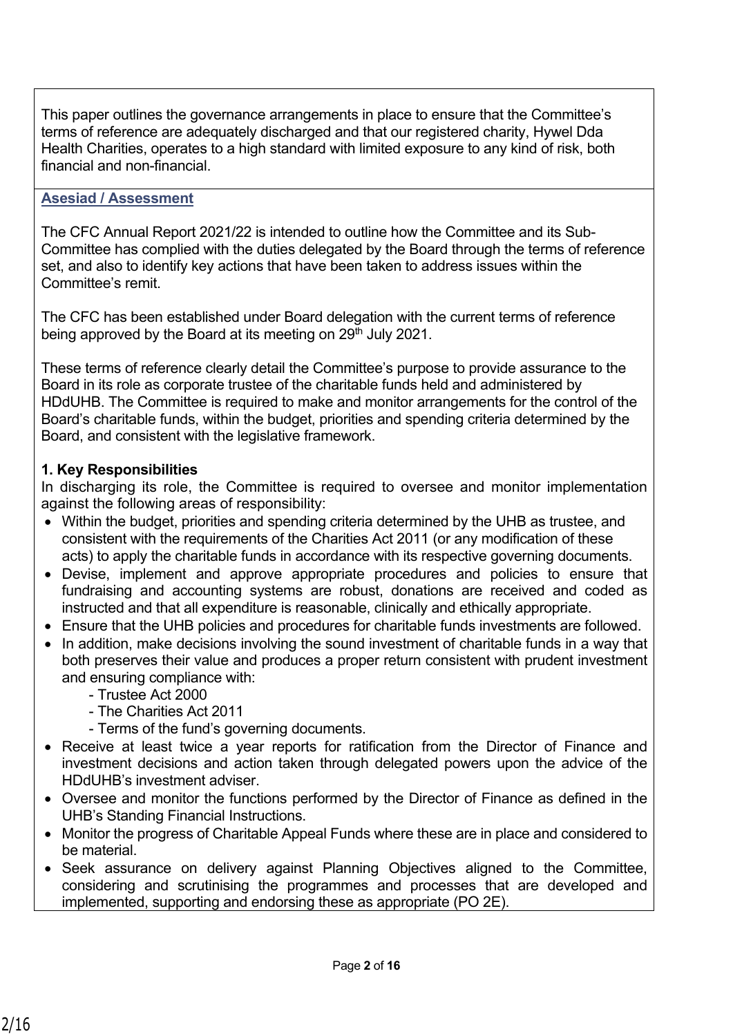This paper outlines the governance arrangements in place to ensure that the Committee's terms of reference are adequately discharged and that our registered charity, Hywel Dda Health Charities, operates to a high standard with limited exposure to any kind of risk, both financial and non-financial.

**Asesiad / Assessment**

The CFC Annual Report 2021/22 is intended to outline how the Committee and its Sub-Committee has complied with the duties delegated by the Board through the terms of reference set, and also to identify key actions that have been taken to address issues within the Committee's remit.

The CFC has been established under Board delegation with the current terms of reference being approved by the Board at its meeting on 29th July 2021.

These terms of reference clearly detail the Committee's purpose to provide assurance to the Board in its role as corporate trustee of the charitable funds held and administered by HDdUHB. The Committee is required to make and monitor arrangements for the control of the Board's charitable funds, within the budget, priorities and spending criteria determined by the Board, and consistent with the legislative framework.

**1. Key Responsibilities**

In discharging its role, the Committee is required to oversee and monitor implementation against the following areas of responsibility:

- Within the budget, priorities and spending criteria determined by the UHB as trustee, and consistent with the requirements of the Charities Act 2011 (or any modification of these acts) to apply the charitable funds in accordance with its respective governing documents.
- Devise, implement and approve appropriate procedures and policies to ensure that fundraising and accounting systems are robust, donations are received and coded as instructed and that all expenditure is reasonable, clinically and ethically appropriate.
- Ensure that the UHB policies and procedures for charitable funds investments are followed.
- In addition, make decisions involving the sound investment of charitable funds in a way that both preserves their value and produces a proper return consistent with prudent investment and ensuring compliance with:
  - Trustee Act 2000
  - The Charities Act 2011
  - Terms of the fund's governing documents.
- Receive at least twice a year reports for ratification from the Director of Finance and investment decisions and action taken through delegated powers upon the advice of the HDdUHB's investment adviser.
- Oversee and monitor the functions performed by the Director of Finance as defined in the UHB's Standing Financial Instructions.
- Monitor the progress of Charitable Appeal Funds where these are in place and considered to be material.
- Seek assurance on delivery against Planning Objectives aligned to the Committee, considering and scrutinising the programmes and processes that are developed and implemented, supporting and endorsing these as appropriate (PO 2E).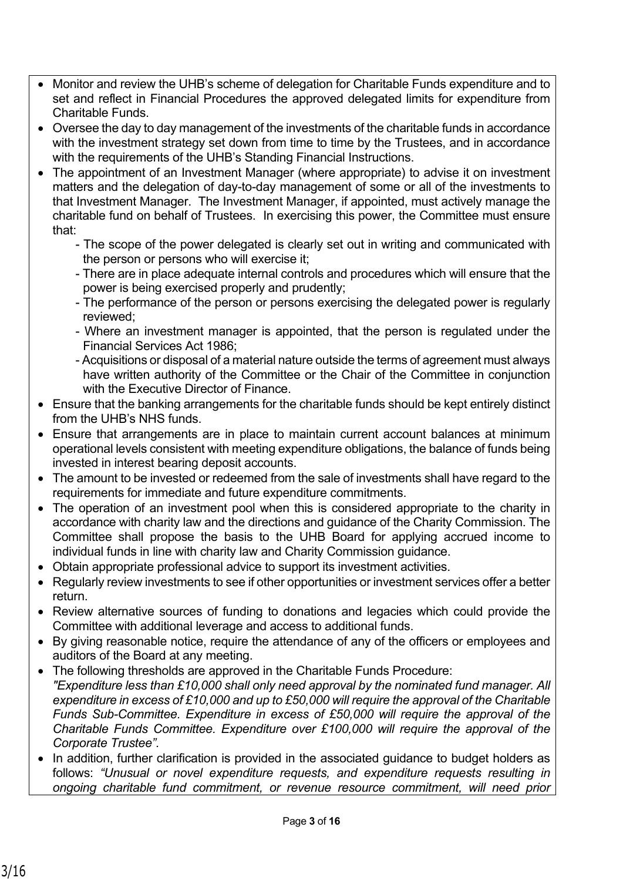- Monitor and review the UHB's scheme of delegation for Charitable Funds expenditure and to set and reflect in Financial Procedures the approved delegated limits for expenditure from Charitable Funds.
- Oversee the day to day management of the investments of the charitable funds in accordance with the investment strategy set down from time to time by the Trustees, and in accordance with the requirements of the UHB's Standing Financial Instructions.
- The appointment of an Investment Manager (where appropriate) to advise it on investment matters and the delegation of day-to-day management of some or all of the investments to that Investment Manager. The Investment Manager, if appointed, must actively manage the charitable fund on behalf of Trustees. In exercising this power, the Committee must ensure that:
  - The scope of the power delegated is clearly set out in writing and communicated with the person or persons who will exercise it;
  - There are in place adequate internal controls and procedures which will ensure that the power is being exercised properly and prudently;
  - The performance of the person or persons exercising the delegated power is regularly reviewed;
  - Where an investment manager is appointed, that the person is regulated under the Financial Services Act 1986;
  - Acquisitions or disposal of a material nature outside the terms of agreement must always have written authority of the Committee or the Chair of the Committee in conjunction with the Executive Director of Finance.
- Ensure that the banking arrangements for the charitable funds should be kept entirely distinct from the UHB's NHS funds.
- Ensure that arrangements are in place to maintain current account balances at minimum operational levels consistent with meeting expenditure obligations, the balance of funds being invested in interest bearing deposit accounts.
- The amount to be invested or redeemed from the sale of investments shall have regard to the requirements for immediate and future expenditure commitments.
- The operation of an investment pool when this is considered appropriate to the charity in accordance with charity law and the directions and guidance of the Charity Commission. The Committee shall propose the basis to the UHB Board for applying accrued income to individual funds in line with charity law and Charity Commission guidance.
- Obtain appropriate professional advice to support its investment activities.
- Regularly review investments to see if other opportunities or investment services offer a better return.
- Review alternative sources of funding to donations and legacies which could provide the Committee with additional leverage and access to additional funds.
- By giving reasonable notice, require the attendance of any of the officers or employees and auditors of the Board at any meeting.
- The following thresholds are approved in the Charitable Funds Procedure:
  *"Expenditure less than £10,000 shall only need approval by the nominated fund manager. All expenditure in excess of £10,000 and up to £50,000 will require the approval of the Charitable Funds Sub-Committee. Expenditure in excess of £50,000 will require the approval of the Charitable Funds Committee. Expenditure over £100,000 will require the approval of the Corporate Trustee".*
- In addition, further clarification is provided in the associated guidance to budget holders as follows: *"Unusual or novel expenditure requests, and expenditure requests resulting in ongoing charitable fund commitment, or revenue resource commitment, will need prior*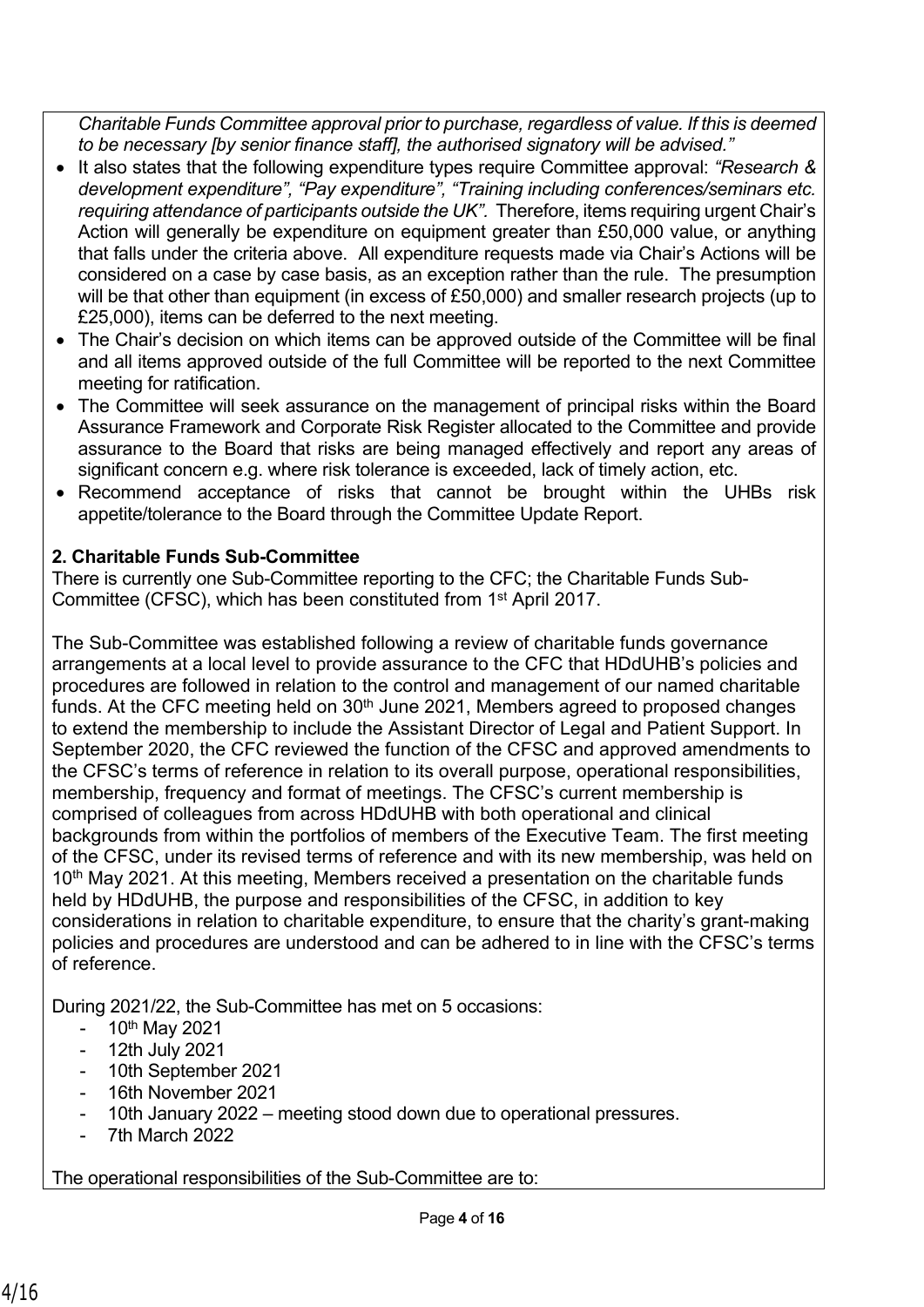*Charitable Funds Committee approval prior to purchase, regardless of value. If this is deemed to be necessary [by senior finance staff], the authorised signatory will be advised."*

- It also states that the following expenditure types require Committee approval: *"Research & development expenditure", "Pay expenditure", "Training including conferences/seminars etc. requiring attendance of participants outside the UK".* Therefore, items requiring urgent Chair's Action will generally be expenditure on equipment greater than £50,000 value, or anything that falls under the criteria above. All expenditure requests made via Chair's Actions will be considered on a case by case basis, as an exception rather than the rule. The presumption will be that other than equipment (in excess of £50,000) and smaller research projects (up to £25,000), items can be deferred to the next meeting.
- The Chair's decision on which items can be approved outside of the Committee will be final and all items approved outside of the full Committee will be reported to the next Committee meeting for ratification.
- The Committee will seek assurance on the management of principal risks within the Board Assurance Framework and Corporate Risk Register allocated to the Committee and provide assurance to the Board that risks are being managed effectively and report any areas of significant concern e.g. where risk tolerance is exceeded, lack of timely action, etc.
- Recommend acceptance of risks that cannot be brought within the UHBs risk appetite/tolerance to the Board through the Committee Update Report.

**2. Charitable Funds Sub-Committee**

There is currently one Sub-Committee reporting to the CFC; the Charitable Funds Sub-Committee (CFSC), which has been constituted from 1st April 2017.

The Sub-Committee was established following a review of charitable funds governance arrangements at a local level to provide assurance to the CFC that HDdUHB's policies and procedures are followed in relation to the control and management of our named charitable funds. At the CFC meeting held on 30th June 2021, Members agreed to proposed changes to extend the membership to include the Assistant Director of Legal and Patient Support. In September 2020, the CFC reviewed the function of the CFSC and approved amendments to the CFSC's terms of reference in relation to its overall purpose, operational responsibilities, membership, frequency and format of meetings. The CFSC's current membership is comprised of colleagues from across HDdUHB with both operational and clinical backgrounds from within the portfolios of members of the Executive Team. The first meeting of the CFSC, under its revised terms of reference and with its new membership, was held on 10th May 2021. At this meeting, Members received a presentation on the charitable funds held by HDdUHB, the purpose and responsibilities of the CFSC, in addition to key considerations in relation to charitable expenditure, to ensure that the charity's grant-making policies and procedures are understood and can be adhered to in line with the CFSC's terms of reference.

During 2021/22, the Sub-Committee has met on 5 occasions:

- 10th May 2021
- 12th July 2021
- 10th September 2021
- 16th November 2021
- 10th January 2022 – meeting stood down due to operational pressures.
- 7th March 2022

The operational responsibilities of the Sub-Committee are to: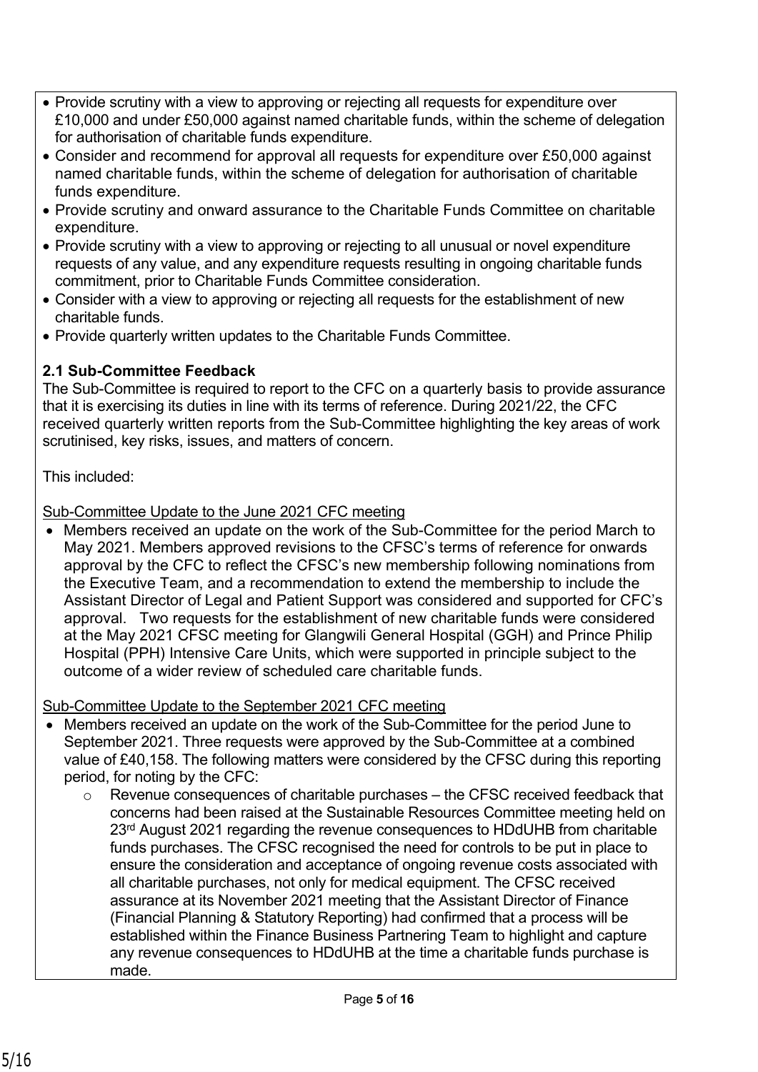- Provide scrutiny with a view to approving or rejecting all requests for expenditure over £10,000 and under £50,000 against named charitable funds, within the scheme of delegation for authorisation of charitable funds expenditure.
- Consider and recommend for approval all requests for expenditure over £50,000 against named charitable funds, within the scheme of delegation for authorisation of charitable funds expenditure.
- Provide scrutiny and onward assurance to the Charitable Funds Committee on charitable expenditure.
- Provide scrutiny with a view to approving or rejecting to all unusual or novel expenditure requests of any value, and any expenditure requests resulting in ongoing charitable funds commitment, prior to Charitable Funds Committee consideration.
- Consider with a view to approving or rejecting all requests for the establishment of new charitable funds.
- Provide quarterly written updates to the Charitable Funds Committee.

**2.1 Sub-Committee Feedback**

The Sub-Committee is required to report to the CFC on a quarterly basis to provide assurance that it is exercising its duties in line with its terms of reference. During 2021/22, the CFC received quarterly written reports from the Sub-Committee highlighting the key areas of work scrutinised, key risks, issues, and matters of concern.

This included:

Sub-Committee Update to the June 2021 CFC meeting

- Members received an update on the work of the Sub-Committee for the period March to May 2021. Members approved revisions to the CFSC's terms of reference for onwards approval by the CFC to reflect the CFSC's new membership following nominations from the Executive Team, and a recommendation to extend the membership to include the Assistant Director of Legal and Patient Support was considered and supported for CFC's approval. Two requests for the establishment of new charitable funds were considered at the May 2021 CFSC meeting for Glangwili General Hospital (GGH) and Prince Philip Hospital (PPH) Intensive Care Units, which were supported in principle subject to the outcome of a wider review of scheduled care charitable funds.

Sub-Committee Update to the September 2021 CFC meeting

- Members received an update on the work of the Sub-Committee for the period June to September 2021. Three requests were approved by the Sub-Committee at a combined value of £40,158. The following matters were considered by the CFSC during this reporting period, for noting by the CFC:
  - Revenue consequences of charitable purchases – the CFSC received feedback that concerns had been raised at the Sustainable Resources Committee meeting held on 23rd August 2021 regarding the revenue consequences to HDdUHB from charitable funds purchases. The CFSC recognised the need for controls to be put in place to ensure the consideration and acceptance of ongoing revenue costs associated with all charitable purchases, not only for medical equipment. The CFSC received assurance at its November 2021 meeting that the Assistant Director of Finance (Financial Planning & Statutory Reporting) had confirmed that a process will be established within the Finance Business Partnering Team to highlight and capture any revenue consequences to HDdUHB at the time a charitable funds purchase is made.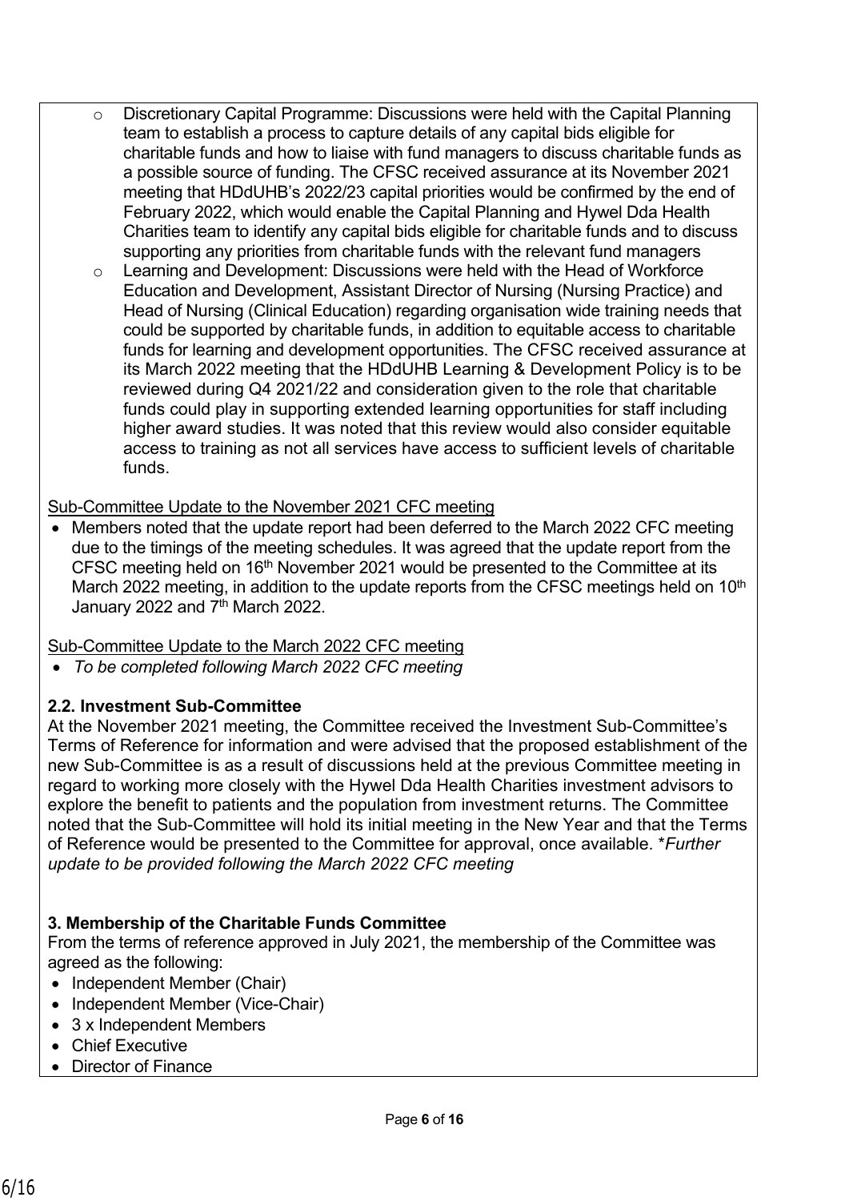- Discretionary Capital Programme: Discussions were held with the Capital Planning team to establish a process to capture details of any capital bids eligible for charitable funds and how to liaise with fund managers to discuss charitable funds as a possible source of funding. The CFSC received assurance at its November 2021 meeting that HDdUHB's 2022/23 capital priorities would be confirmed by the end of February 2022, which would enable the Capital Planning and Hywel Dda Health Charities team to identify any capital bids eligible for charitable funds and to discuss supporting any priorities from charitable funds with the relevant fund managers
- Learning and Development: Discussions were held with the Head of Workforce Education and Development, Assistant Director of Nursing (Nursing Practice) and Head of Nursing (Clinical Education) regarding organisation wide training needs that could be supported by charitable funds, in addition to equitable access to charitable funds for learning and development opportunities. The CFSC received assurance at its March 2022 meeting that the HDdUHB Learning & Development Policy is to be reviewed during Q4 2021/22 and consideration given to the role that charitable funds could play in supporting extended learning opportunities for staff including higher award studies. It was noted that this review would also consider equitable access to training as not all services have access to sufficient levels of charitable funds.

Sub-Committee Update to the November 2021 CFC meeting

- Members noted that the update report had been deferred to the March 2022 CFC meeting due to the timings of the meeting schedules. It was agreed that the update report from the CFSC meeting held on 16th November 2021 would be presented to the Committee at its March 2022 meeting, in addition to the update reports from the CFSC meetings held on 10th January 2022 and 7th March 2022.

Sub-Committee Update to the March 2022 CFC meeting

- *To be completed following March 2022 CFC meeting*

**2.2. Investment Sub-Committee**

At the November 2021 meeting, the Committee received the Investment Sub-Committee's Terms of Reference for information and were advised that the proposed establishment of the new Sub-Committee is as a result of discussions held at the previous Committee meeting in regard to working more closely with the Hywel Dda Health Charities investment advisors to explore the benefit to patients and the population from investment returns. The Committee noted that the Sub-Committee will hold its initial meeting in the New Year and that the Terms of Reference would be presented to the Committee for approval, once available. \**Further update to be provided following the March 2022 CFC meeting*

**3. Membership of the Charitable Funds Committee**

From the terms of reference approved in July 2021, the membership of the Committee was agreed as the following:

- Independent Member (Chair)
- Independent Member (Vice-Chair)
- 3 x Independent Members
- Chief Executive
- Director of Finance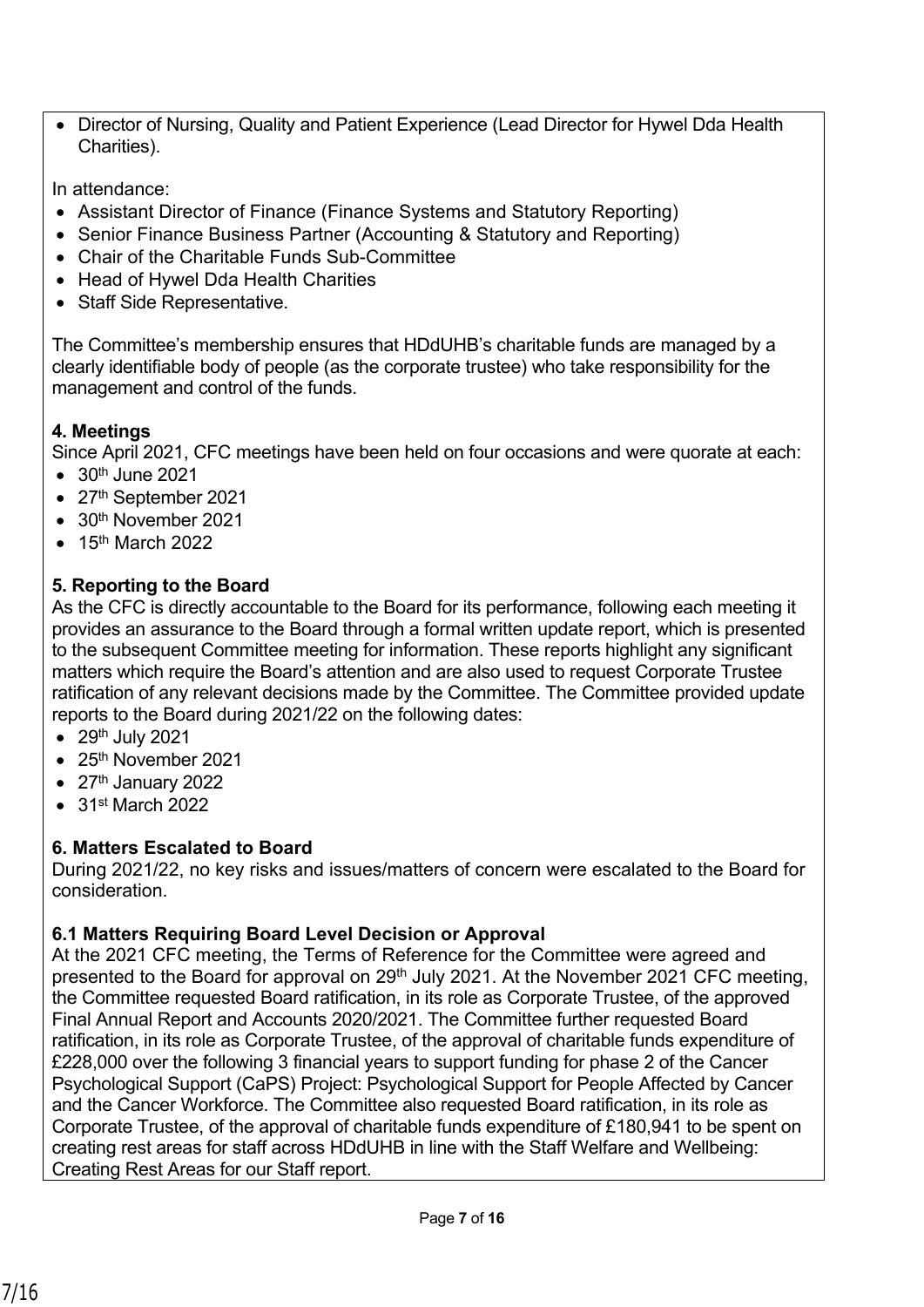- Director of Nursing, Quality and Patient Experience (Lead Director for Hywel Dda Health Charities).

In attendance:

- Assistant Director of Finance (Finance Systems and Statutory Reporting)
- Senior Finance Business Partner (Accounting & Statutory and Reporting)
- Chair of the Charitable Funds Sub-Committee
- Head of Hywel Dda Health Charities
- Staff Side Representative.

The Committee's membership ensures that HDdUHB's charitable funds are managed by a clearly identifiable body of people (as the corporate trustee) who take responsibility for the management and control of the funds.

**4. Meetings**

Since April 2021, CFC meetings have been held on four occasions and were quorate at each:

- 30th June 2021
- 27th September 2021
- 30th November 2021
- 15th March 2022

**5. Reporting to the Board**

As the CFC is directly accountable to the Board for its performance, following each meeting it provides an assurance to the Board through a formal written update report, which is presented to the subsequent Committee meeting for information. These reports highlight any significant matters which require the Board's attention and are also used to request Corporate Trustee ratification of any relevant decisions made by the Committee. The Committee provided update reports to the Board during 2021/22 on the following dates:

- 29th July 2021
- 25th November 2021
- 27th January 2022
- 31st March 2022

**6. Matters Escalated to Board**

During 2021/22, no key risks and issues/matters of concern were escalated to the Board for consideration.

**6.1 Matters Requiring Board Level Decision or Approval**

At the 2021 CFC meeting, the Terms of Reference for the Committee were agreed and presented to the Board for approval on 29th July 2021. At the November 2021 CFC meeting, the Committee requested Board ratification, in its role as Corporate Trustee, of the approved Final Annual Report and Accounts 2020/2021. The Committee further requested Board ratification, in its role as Corporate Trustee, of the approval of charitable funds expenditure of £228,000 over the following 3 financial years to support funding for phase 2 of the Cancer Psychological Support (CaPS) Project: Psychological Support for People Affected by Cancer and the Cancer Workforce. The Committee also requested Board ratification, in its role as Corporate Trustee, of the approval of charitable funds expenditure of £180,941 to be spent on creating rest areas for staff across HDdUHB in line with the Staff Welfare and Wellbeing: Creating Rest Areas for our Staff report.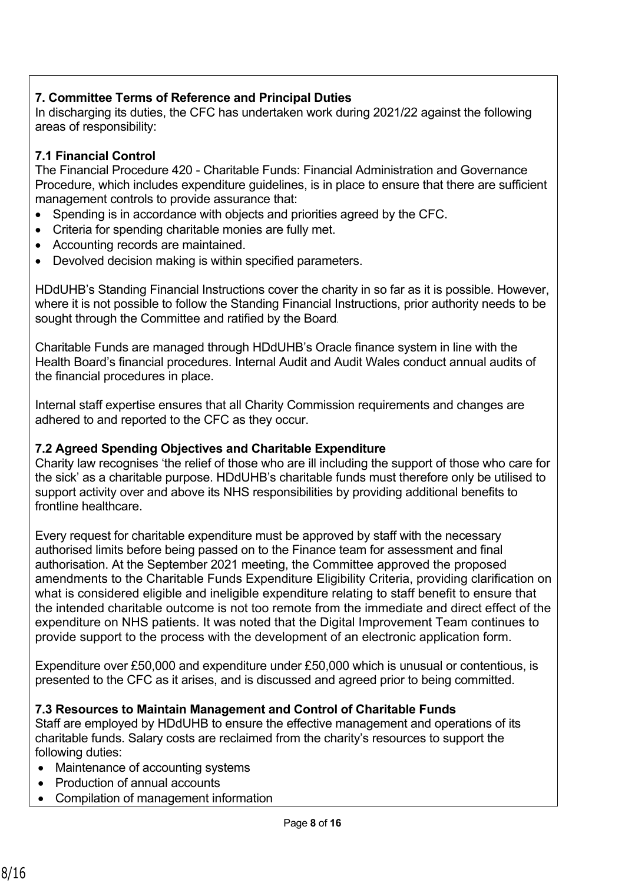## 7. Committee Terms of Reference and Principal Duties

In discharging its duties, the CFC has undertaken work during 2021/22 against the following areas of responsibility:

### 7.1 Financial Control

The Financial Procedure 420 - Charitable Funds: Financial Administration and Governance Procedure, which includes expenditure guidelines, is in place to ensure that there are sufficient management controls to provide assurance that:

- Spending is in accordance with objects and priorities agreed by the CFC.
- Criteria for spending charitable monies are fully met.
- Accounting records are maintained.
- Devolved decision making is within specified parameters.

HDdUHB's Standing Financial Instructions cover the charity in so far as it is possible. However, where it is not possible to follow the Standing Financial Instructions, prior authority needs to be sought through the Committee and ratified by the Board.

Charitable Funds are managed through HDdUHB's Oracle finance system in line with the Health Board's financial procedures. Internal Audit and Audit Wales conduct annual audits of the financial procedures in place.

Internal staff expertise ensures that all Charity Commission requirements and changes are adhered to and reported to the CFC as they occur.

### 7.2 Agreed Spending Objectives and Charitable Expenditure

Charity law recognises 'the relief of those who are ill including the support of those who care for the sick' as a charitable purpose. HDdUHB's charitable funds must therefore only be utilised to support activity over and above its NHS responsibilities by providing additional benefits to frontline healthcare.

Every request for charitable expenditure must be approved by staff with the necessary authorised limits before being passed on to the Finance team for assessment and final authorisation. At the September 2021 meeting, the Committee approved the proposed amendments to the Charitable Funds Expenditure Eligibility Criteria, providing clarification on what is considered eligible and ineligible expenditure relating to staff benefit to ensure that the intended charitable outcome is not too remote from the immediate and direct effect of the expenditure on NHS patients. It was noted that the Digital Improvement Team continues to provide support to the process with the development of an electronic application form.

Expenditure over £50,000 and expenditure under £50,000 which is unusual or contentious, is presented to the CFC as it arises, and is discussed and agreed prior to being committed.

### 7.3 Resources to Maintain Management and Control of Charitable Funds

Staff are employed by HDdUHB to ensure the effective management and operations of its charitable funds. Salary costs are reclaimed from the charity's resources to support the following duties:

- Maintenance of accounting systems
- Production of annual accounts
- Compilation of management information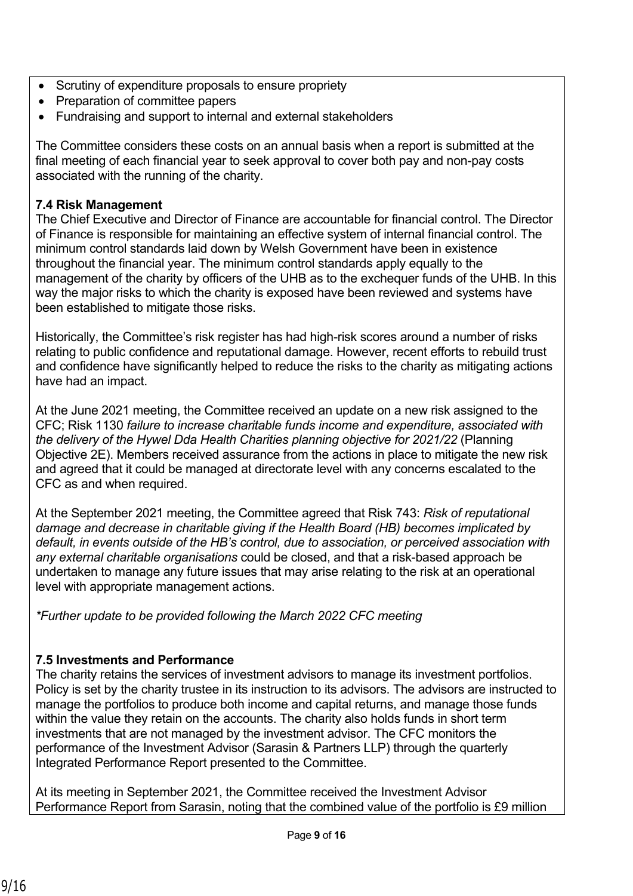- Scrutiny of expenditure proposals to ensure propriety
- Preparation of committee papers
- Fundraising and support to internal and external stakeholders

The Committee considers these costs on an annual basis when a report is submitted at the final meeting of each financial year to seek approval to cover both pay and non-pay costs associated with the running of the charity.

**7.4 Risk Management**

The Chief Executive and Director of Finance are accountable for financial control. The Director of Finance is responsible for maintaining an effective system of internal financial control. The minimum control standards laid down by Welsh Government have been in existence throughout the financial year. The minimum control standards apply equally to the management of the charity by officers of the UHB as to the exchequer funds of the UHB. In this way the major risks to which the charity is exposed have been reviewed and systems have been established to mitigate those risks.

Historically, the Committee's risk register has had high-risk scores around a number of risks relating to public confidence and reputational damage. However, recent efforts to rebuild trust and confidence have significantly helped to reduce the risks to the charity as mitigating actions have had an impact.

At the June 2021 meeting, the Committee received an update on a new risk assigned to the CFC; Risk 1130 *failure to increase charitable funds income and expenditure, associated with the delivery of the Hywel Dda Health Charities planning objective for 2021/22* (Planning Objective 2E). Members received assurance from the actions in place to mitigate the new risk and agreed that it could be managed at directorate level with any concerns escalated to the CFC as and when required.

At the September 2021 meeting, the Committee agreed that Risk 743: *Risk of reputational damage and decrease in charitable giving if the Health Board (HB) becomes implicated by default, in events outside of the HB's control, due to association, or perceived association with any external charitable organisations* could be closed, and that a risk-based approach be undertaken to manage any future issues that may arise relating to the risk at an operational level with appropriate management actions.

*\*Further update to be provided following the March 2022 CFC meeting*

**7.5 Investments and Performance**

The charity retains the services of investment advisors to manage its investment portfolios. Policy is set by the charity trustee in its instruction to its advisors. The advisors are instructed to manage the portfolios to produce both income and capital returns, and manage those funds within the value they retain on the accounts. The charity also holds funds in short term investments that are not managed by the investment advisor. The CFC monitors the performance of the Investment Advisor (Sarasin & Partners LLP) through the quarterly Integrated Performance Report presented to the Committee.

At its meeting in September 2021, the Committee received the Investment Advisor Performance Report from Sarasin, noting that the combined value of the portfolio is £9 million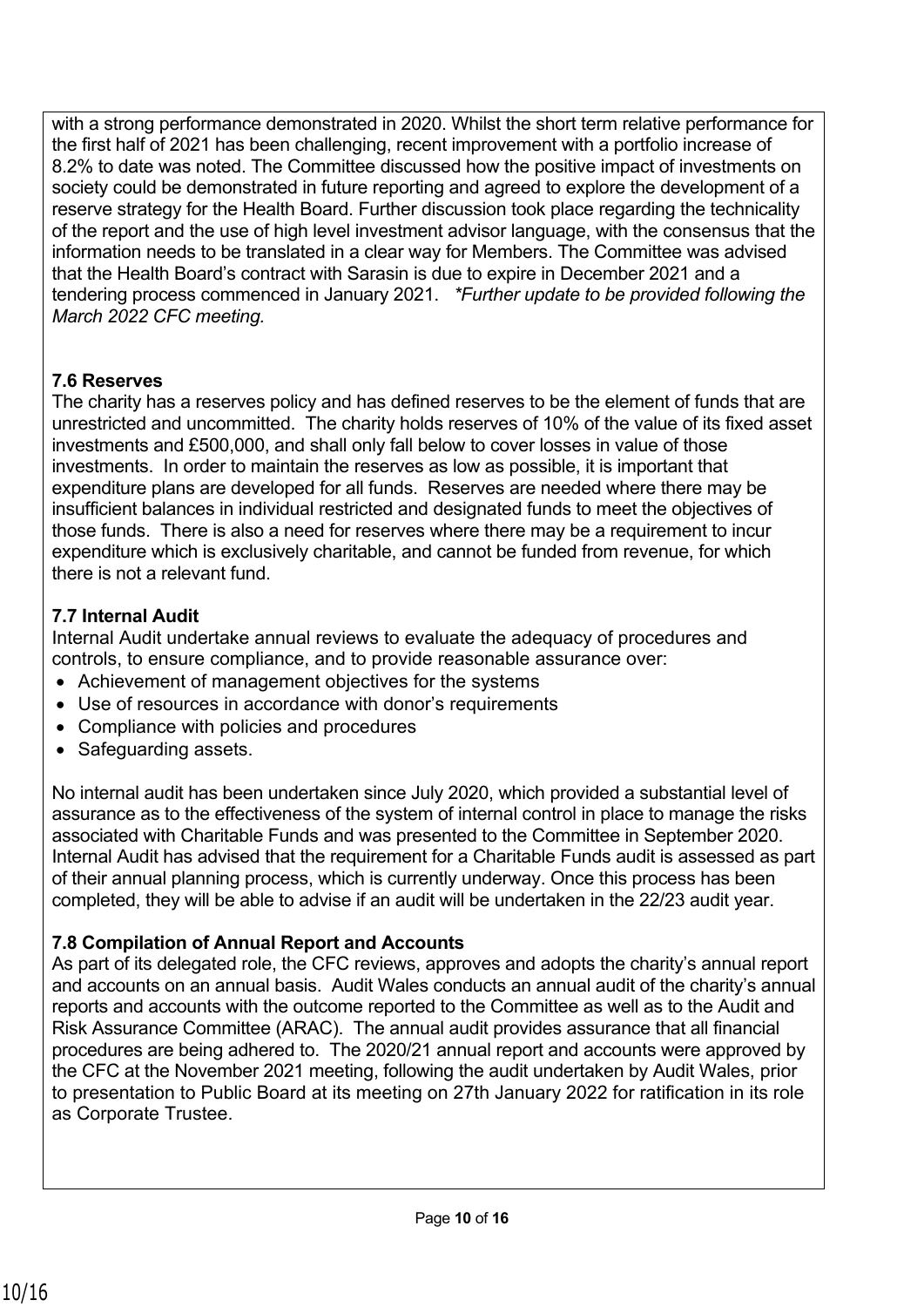with a strong performance demonstrated in 2020. Whilst the short term relative performance for the first half of 2021 has been challenging, recent improvement with a portfolio increase of 8.2% to date was noted. The Committee discussed how the positive impact of investments on society could be demonstrated in future reporting and agreed to explore the development of a reserve strategy for the Health Board. Further discussion took place regarding the technicality of the report and the use of high level investment advisor language, with the consensus that the information needs to be translated in a clear way for Members. The Committee was advised that the Health Board's contract with Sarasin is due to expire in December 2021 and a tendering process commenced in January 2021. *\*Further update to be provided following the March 2022 CFC meeting.*

**7.6 Reserves**

The charity has a reserves policy and has defined reserves to be the element of funds that are unrestricted and uncommitted. The charity holds reserves of 10% of the value of its fixed asset investments and £500,000, and shall only fall below to cover losses in value of those investments. In order to maintain the reserves as low as possible, it is important that expenditure plans are developed for all funds. Reserves are needed where there may be insufficient balances in individual restricted and designated funds to meet the objectives of those funds. There is also a need for reserves where there may be a requirement to incur expenditure which is exclusively charitable, and cannot be funded from revenue, for which there is not a relevant fund.

**7.7 Internal Audit**

Internal Audit undertake annual reviews to evaluate the adequacy of procedures and controls, to ensure compliance, and to provide reasonable assurance over:

- Achievement of management objectives for the systems
- Use of resources in accordance with donor's requirements
- Compliance with policies and procedures
- Safeguarding assets.

No internal audit has been undertaken since July 2020, which provided a substantial level of assurance as to the effectiveness of the system of internal control in place to manage the risks associated with Charitable Funds and was presented to the Committee in September 2020. Internal Audit has advised that the requirement for a Charitable Funds audit is assessed as part of their annual planning process, which is currently underway. Once this process has been completed, they will be able to advise if an audit will be undertaken in the 22/23 audit year.

**7.8 Compilation of Annual Report and Accounts**

As part of its delegated role, the CFC reviews, approves and adopts the charity's annual report and accounts on an annual basis. Audit Wales conducts an annual audit of the charity's annual reports and accounts with the outcome reported to the Committee as well as to the Audit and Risk Assurance Committee (ARAC). The annual audit provides assurance that all financial procedures are being adhered to. The 2020/21 annual report and accounts were approved by the CFC at the November 2021 meeting, following the audit undertaken by Audit Wales, prior to presentation to Public Board at its meeting on 27th January 2022 for ratification in its role as Corporate Trustee.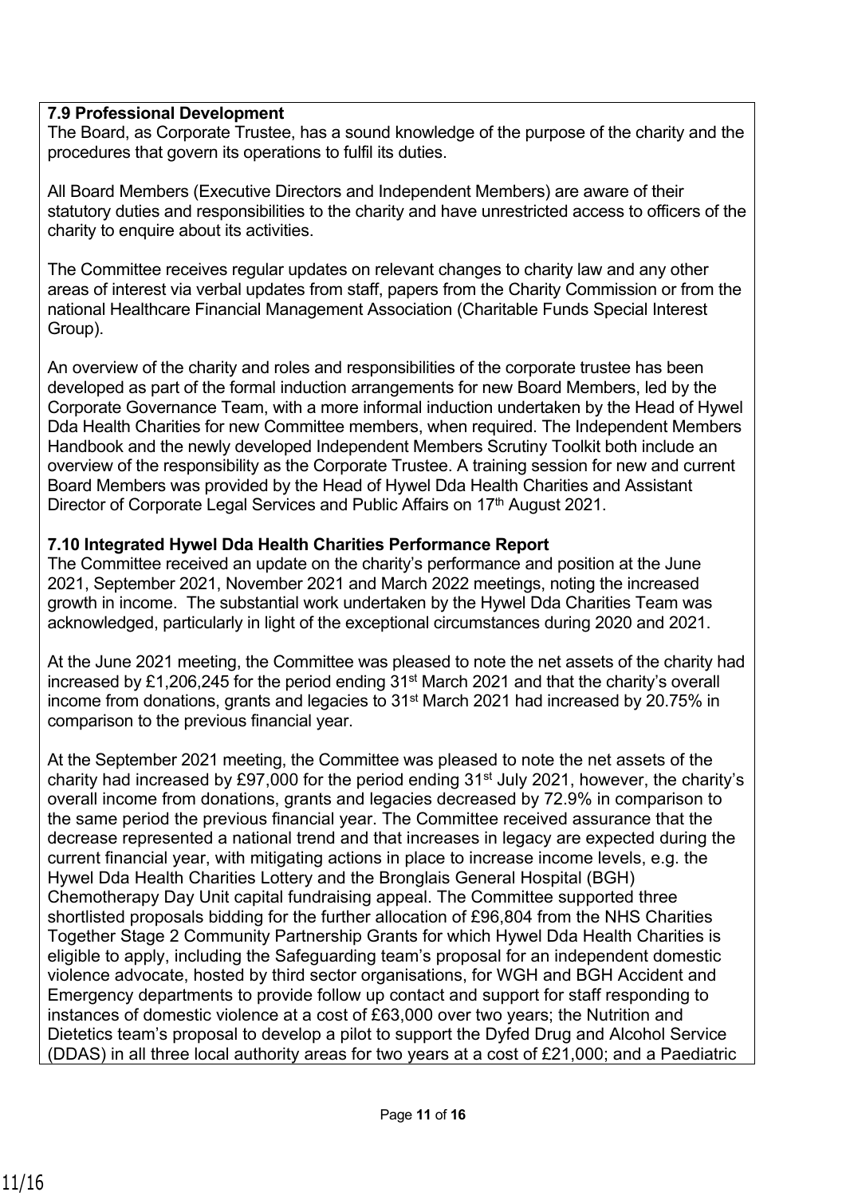**7.9 Professional Development**

The Board, as Corporate Trustee, has a sound knowledge of the purpose of the charity and the procedures that govern its operations to fulfil its duties.

All Board Members (Executive Directors and Independent Members) are aware of their statutory duties and responsibilities to the charity and have unrestricted access to officers of the charity to enquire about its activities.

The Committee receives regular updates on relevant changes to charity law and any other areas of interest via verbal updates from staff, papers from the Charity Commission or from the national Healthcare Financial Management Association (Charitable Funds Special Interest Group).

An overview of the charity and roles and responsibilities of the corporate trustee has been developed as part of the formal induction arrangements for new Board Members, led by the Corporate Governance Team, with a more informal induction undertaken by the Head of Hywel Dda Health Charities for new Committee members, when required. The Independent Members Handbook and the newly developed Independent Members Scrutiny Toolkit both include an overview of the responsibility as the Corporate Trustee. A training session for new and current Board Members was provided by the Head of Hywel Dda Health Charities and Assistant Director of Corporate Legal Services and Public Affairs on 17th August 2021.

**7.10 Integrated Hywel Dda Health Charities Performance Report**

The Committee received an update on the charity's performance and position at the June 2021, September 2021, November 2021 and March 2022 meetings, noting the increased growth in income. The substantial work undertaken by the Hywel Dda Charities Team was acknowledged, particularly in light of the exceptional circumstances during 2020 and 2021.

At the June 2021 meeting, the Committee was pleased to note the net assets of the charity had increased by £1,206,245 for the period ending 31st March 2021 and that the charity's overall income from donations, grants and legacies to 31st March 2021 had increased by 20.75% in comparison to the previous financial year.

At the September 2021 meeting, the Committee was pleased to note the net assets of the charity had increased by £97,000 for the period ending 31st July 2021, however, the charity's overall income from donations, grants and legacies decreased by 72.9% in comparison to the same period the previous financial year. The Committee received assurance that the decrease represented a national trend and that increases in legacy are expected during the current financial year, with mitigating actions in place to increase income levels, e.g. the Hywel Dda Health Charities Lottery and the Bronglais General Hospital (BGH) Chemotherapy Day Unit capital fundraising appeal. The Committee supported three shortlisted proposals bidding for the further allocation of £96,804 from the NHS Charities Together Stage 2 Community Partnership Grants for which Hywel Dda Health Charities is eligible to apply, including the Safeguarding team's proposal for an independent domestic violence advocate, hosted by third sector organisations, for WGH and BGH Accident and Emergency departments to provide follow up contact and support for staff responding to instances of domestic violence at a cost of £63,000 over two years; the Nutrition and Dietetics team's proposal to develop a pilot to support the Dyfed Drug and Alcohol Service (DDAS) in all three local authority areas for two years at a cost of £21,000; and a Paediatric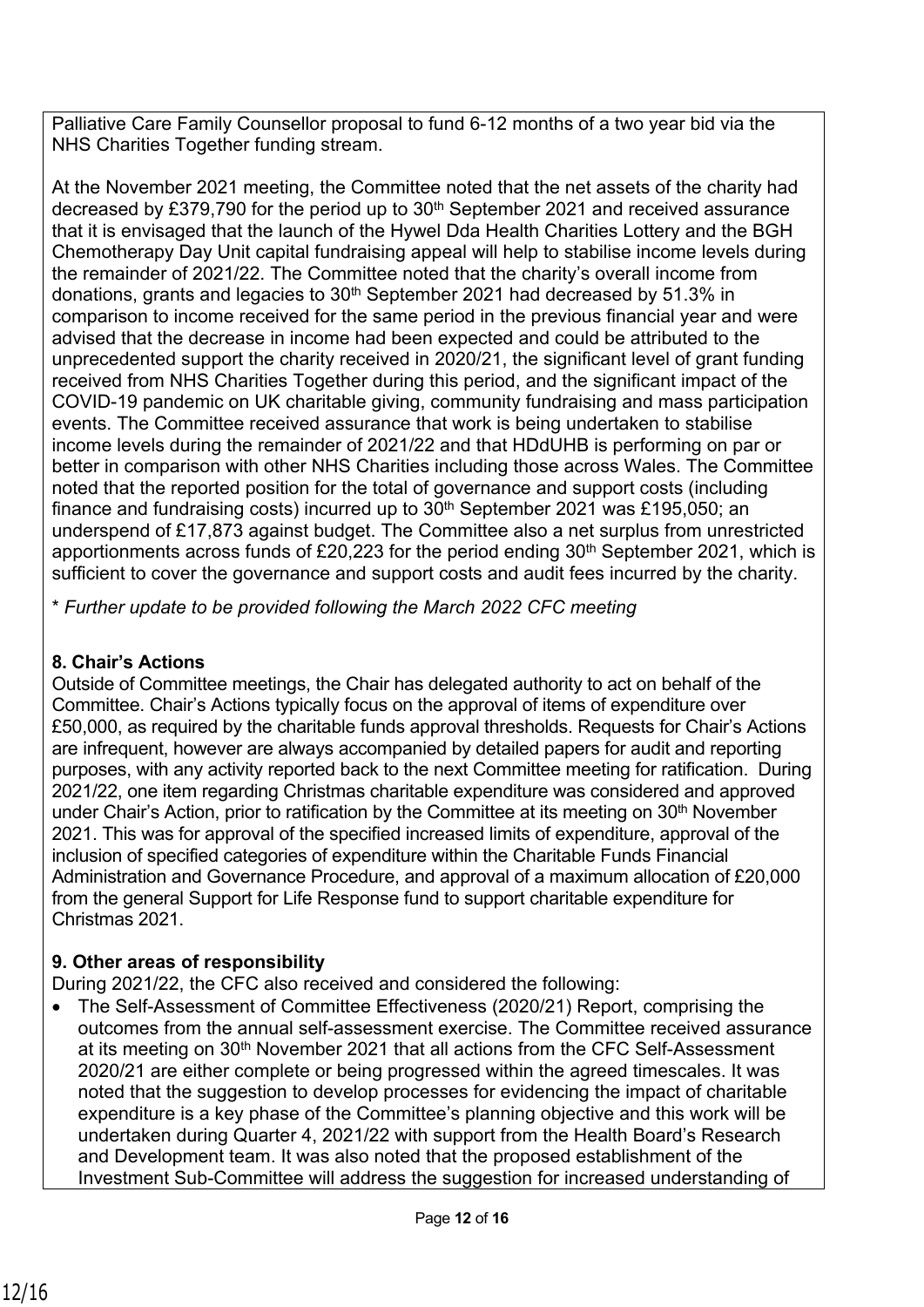Palliative Care Family Counsellor proposal to fund 6-12 months of a two year bid via the NHS Charities Together funding stream.

At the November 2021 meeting, the Committee noted that the net assets of the charity had decreased by £379,790 for the period up to 30th September 2021 and received assurance that it is envisaged that the launch of the Hywel Dda Health Charities Lottery and the BGH Chemotherapy Day Unit capital fundraising appeal will help to stabilise income levels during the remainder of 2021/22. The Committee noted that the charity's overall income from donations, grants and legacies to 30th September 2021 had decreased by 51.3% in comparison to income received for the same period in the previous financial year and were advised that the decrease in income had been expected and could be attributed to the unprecedented support the charity received in 2020/21, the significant level of grant funding received from NHS Charities Together during this period, and the significant impact of the COVID-19 pandemic on UK charitable giving, community fundraising and mass participation events. The Committee received assurance that work is being undertaken to stabilise income levels during the remainder of 2021/22 and that HDdUHB is performing on par or better in comparison with other NHS Charities including those across Wales. The Committee noted that the reported position for the total of governance and support costs (including finance and fundraising costs) incurred up to 30th September 2021 was £195,050; an underspend of £17,873 against budget. The Committee also a net surplus from unrestricted apportionments across funds of £20,223 for the period ending 30th September 2021, which is sufficient to cover the governance and support costs and audit fees incurred by the charity.

\* *Further update to be provided following the March 2022 CFC meeting*

**8. Chair's Actions**

Outside of Committee meetings, the Chair has delegated authority to act on behalf of the Committee. Chair's Actions typically focus on the approval of items of expenditure over £50,000, as required by the charitable funds approval thresholds. Requests for Chair's Actions are infrequent, however are always accompanied by detailed papers for audit and reporting purposes, with any activity reported back to the next Committee meeting for ratification. During 2021/22, one item regarding Christmas charitable expenditure was considered and approved under Chair's Action, prior to ratification by the Committee at its meeting on 30th November 2021. This was for approval of the specified increased limits of expenditure, approval of the inclusion of specified categories of expenditure within the Charitable Funds Financial Administration and Governance Procedure, and approval of a maximum allocation of £20,000 from the general Support for Life Response fund to support charitable expenditure for Christmas 2021.

**9. Other areas of responsibility**

During 2021/22, the CFC also received and considered the following:

- The Self-Assessment of Committee Effectiveness (2020/21) Report, comprising the outcomes from the annual self-assessment exercise. The Committee received assurance at its meeting on 30th November 2021 that all actions from the CFC Self-Assessment 2020/21 are either complete or being progressed within the agreed timescales. It was noted that the suggestion to develop processes for evidencing the impact of charitable expenditure is a key phase of the Committee's planning objective and this work will be undertaken during Quarter 4, 2021/22 with support from the Health Board's Research and Development team. It was also noted that the proposed establishment of the Investment Sub-Committee will address the suggestion for increased understanding of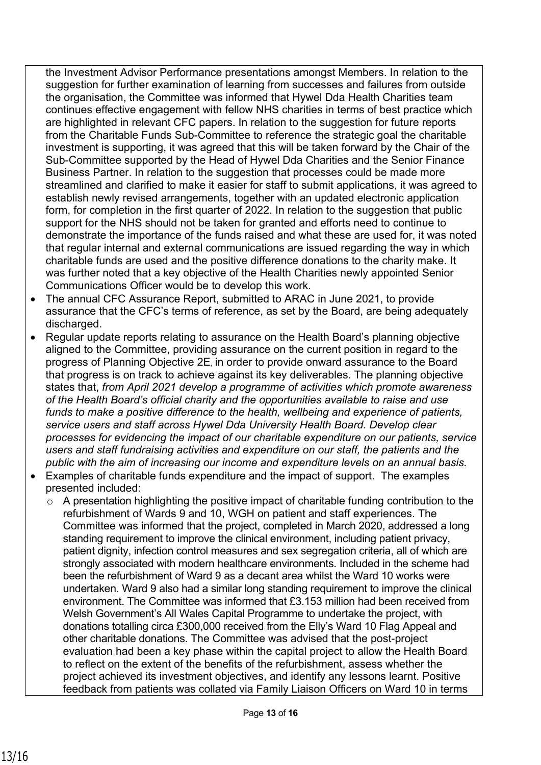the Investment Advisor Performance presentations amongst Members. In relation to the suggestion for further examination of learning from successes and failures from outside the organisation, the Committee was informed that Hywel Dda Health Charities team continues effective engagement with fellow NHS charities in terms of best practice which are highlighted in relevant CFC papers. In relation to the suggestion for future reports from the Charitable Funds Sub-Committee to reference the strategic goal the charitable investment is supporting, it was agreed that this will be taken forward by the Chair of the Sub-Committee supported by the Head of Hywel Dda Charities and the Senior Finance Business Partner. In relation to the suggestion that processes could be made more streamlined and clarified to make it easier for staff to submit applications, it was agreed to establish newly revised arrangements, together with an updated electronic application form, for completion in the first quarter of 2022. In relation to the suggestion that public support for the NHS should not be taken for granted and efforts need to continue to demonstrate the importance of the funds raised and what these are used for, it was noted that regular internal and external communications are issued regarding the way in which charitable funds are used and the positive difference donations to the charity make. It was further noted that a key objective of the Health Charities newly appointed Senior Communications Officer would be to develop this work.

- The annual CFC Assurance Report, submitted to ARAC in June 2021, to provide assurance that the CFC's terms of reference, as set by the Board, are being adequately discharged.
- Regular update reports relating to assurance on the Health Board's planning objective aligned to the Committee, providing assurance on the current position in regard to the progress of Planning Objective 2E, in order to provide onward assurance to the Board that progress is on track to achieve against its key deliverables. The planning objective states that, *from April 2021 develop a programme of activities which promote awareness of the Health Board's official charity and the opportunities available to raise and use funds to make a positive difference to the health, wellbeing and experience of patients, service users and staff across Hywel Dda University Health Board. Develop clear processes for evidencing the impact of our charitable expenditure on our patients, service users and staff fundraising activities and expenditure on our staff, the patients and the public with the aim of increasing our income and expenditure levels on an annual basis*.
- Examples of charitable funds expenditure and the impact of support. The examples presented included:
  - A presentation highlighting the positive impact of charitable funding contribution to the refurbishment of Wards 9 and 10, WGH on patient and staff experiences. The Committee was informed that the project, completed in March 2020, addressed a long standing requirement to improve the clinical environment, including patient privacy, patient dignity, infection control measures and sex segregation criteria, all of which are strongly associated with modern healthcare environments. Included in the scheme had been the refurbishment of Ward 9 as a decant area whilst the Ward 10 works were undertaken. Ward 9 also had a similar long standing requirement to improve the clinical environment. The Committee was informed that £3.153 million had been received from Welsh Government's All Wales Capital Programme to undertake the project, with donations totalling circa £300,000 received from the Elly's Ward 10 Flag Appeal and other charitable donations. The Committee was advised that the post-project evaluation had been a key phase within the capital project to allow the Health Board to reflect on the extent of the benefits of the refurbishment, assess whether the project achieved its investment objectives, and identify any lessons learnt. Positive feedback from patients was collated via Family Liaison Officers on Ward 10 in terms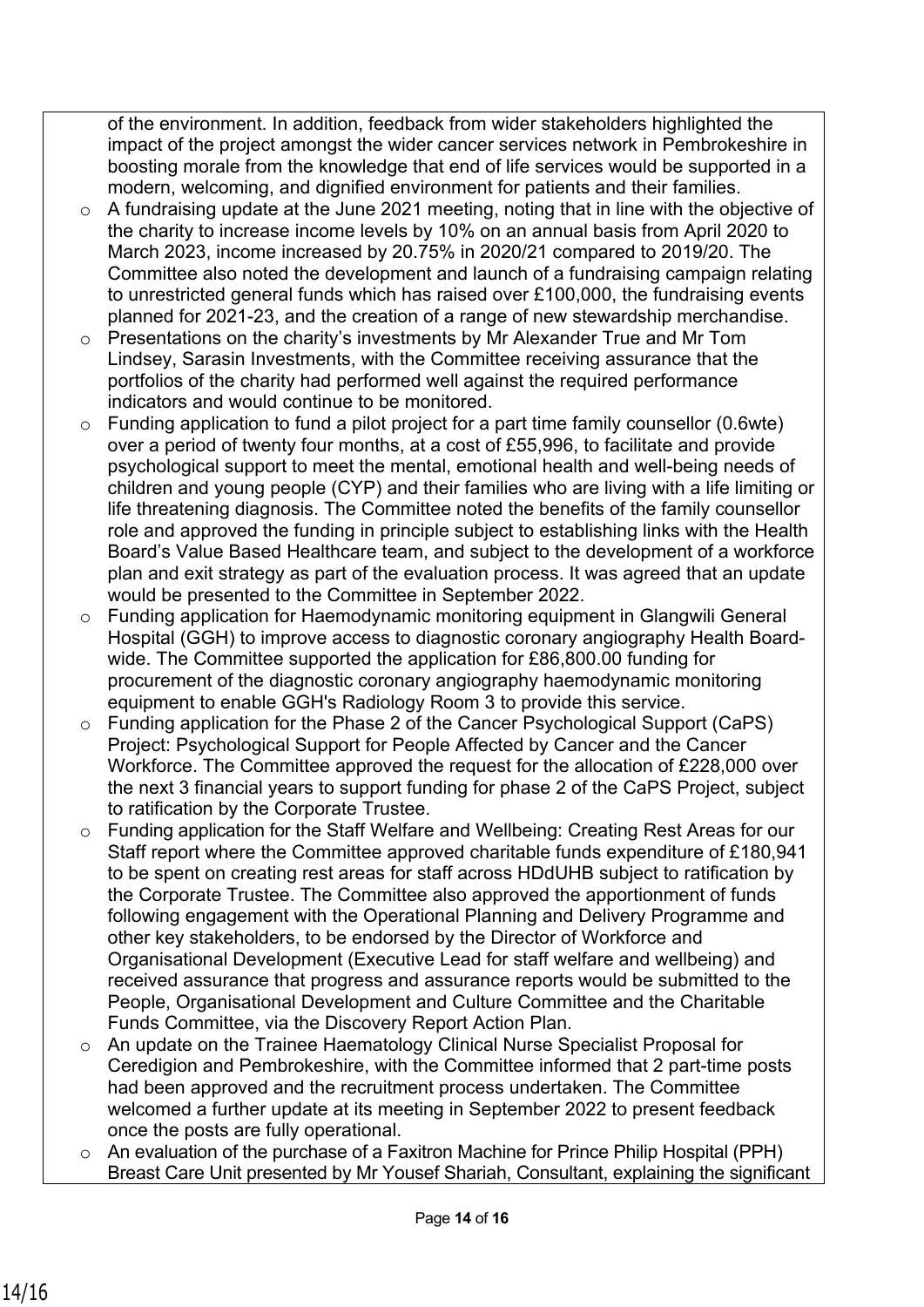of the environment. In addition, feedback from wider stakeholders highlighted the impact of the project amongst the wider cancer services network in Pembrokeshire in boosting morale from the knowledge that end of life services would be supported in a modern, welcoming, and dignified environment for patients and their families.

- A fundraising update at the June 2021 meeting, noting that in line with the objective of the charity to increase income levels by 10% on an annual basis from April 2020 to March 2023, income increased by 20.75% in 2020/21 compared to 2019/20. The Committee also noted the development and launch of a fundraising campaign relating to unrestricted general funds which has raised over £100,000, the fundraising events planned for 2021-23, and the creation of a range of new stewardship merchandise.
- Presentations on the charity's investments by Mr Alexander True and Mr Tom Lindsey, Sarasin Investments, with the Committee receiving assurance that the portfolios of the charity had performed well against the required performance indicators and would continue to be monitored.
- Funding application to fund a pilot project for a part time family counsellor (0.6wte) over a period of twenty four months, at a cost of £55,996, to facilitate and provide psychological support to meet the mental, emotional health and well-being needs of children and young people (CYP) and their families who are living with a life limiting or life threatening diagnosis. The Committee noted the benefits of the family counsellor role and approved the funding in principle subject to establishing links with the Health Board's Value Based Healthcare team, and subject to the development of a workforce plan and exit strategy as part of the evaluation process. It was agreed that an update would be presented to the Committee in September 2022.
- Funding application for Haemodynamic monitoring equipment in Glangwili General Hospital (GGH) to improve access to diagnostic coronary angiography Health Board-wide. The Committee supported the application for £86,800.00 funding for procurement of the diagnostic coronary angiography haemodynamic monitoring equipment to enable GGH's Radiology Room 3 to provide this service.
- Funding application for the Phase 2 of the Cancer Psychological Support (CaPS) Project: Psychological Support for People Affected by Cancer and the Cancer Workforce. The Committee approved the request for the allocation of £228,000 over the next 3 financial years to support funding for phase 2 of the CaPS Project, subject to ratification by the Corporate Trustee.
- Funding application for the Staff Welfare and Wellbeing: Creating Rest Areas for our Staff report where the Committee approved charitable funds expenditure of £180,941 to be spent on creating rest areas for staff across HDdUHB subject to ratification by the Corporate Trustee. The Committee also approved the apportionment of funds following engagement with the Operational Planning and Delivery Programme and other key stakeholders, to be endorsed by the Director of Workforce and Organisational Development (Executive Lead for staff welfare and wellbeing) and received assurance that progress and assurance reports would be submitted to the People, Organisational Development and Culture Committee and the Charitable Funds Committee, via the Discovery Report Action Plan.
- An update on the Trainee Haematology Clinical Nurse Specialist Proposal for Ceredigion and Pembrokeshire, with the Committee informed that 2 part-time posts had been approved and the recruitment process undertaken. The Committee welcomed a further update at its meeting in September 2022 to present feedback once the posts are fully operational.
- An evaluation of the purchase of a Faxitron Machine for Prince Philip Hospital (PPH) Breast Care Unit presented by Mr Yousef Shariah, Consultant, explaining the significant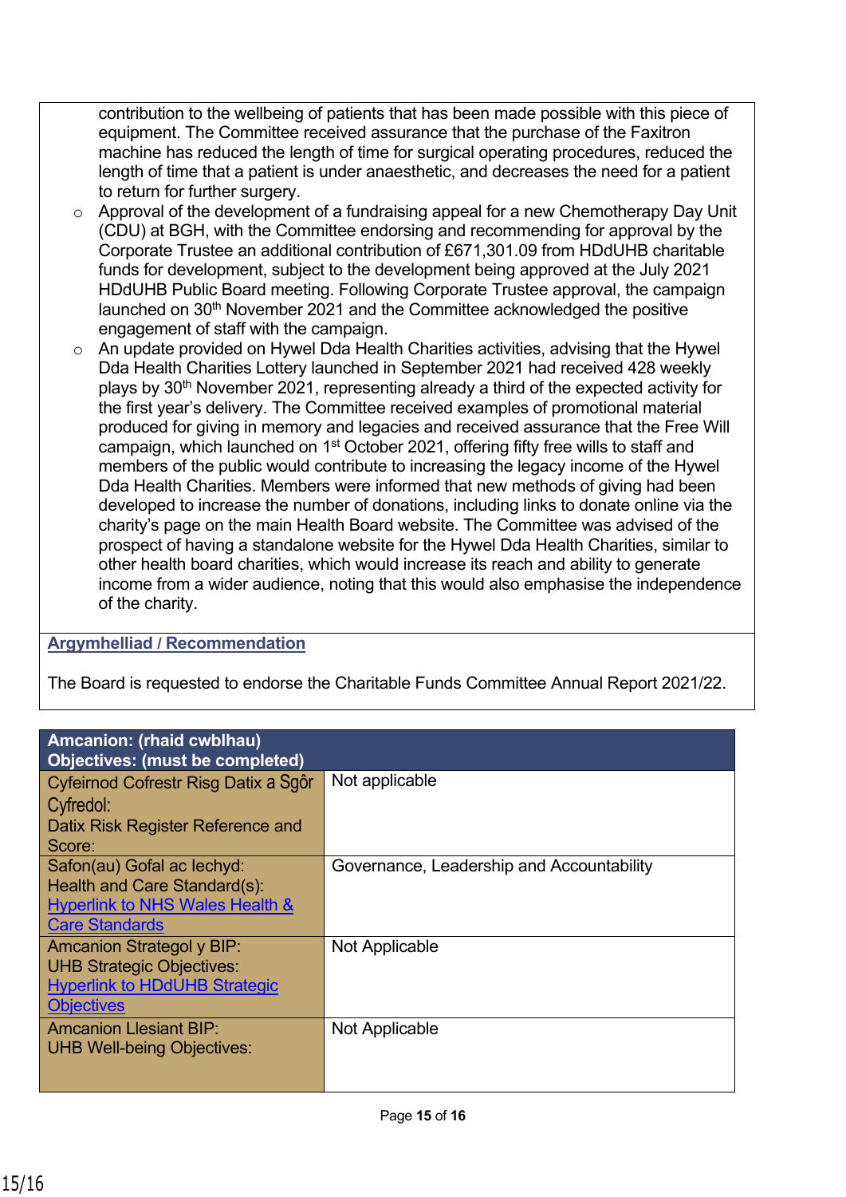contribution to the wellbeing of patients that has been made possible with this piece of equipment. The Committee received assurance that the purchase of the Faxitron machine has reduced the length of time for surgical operating procedures, reduced the length of time that a patient is under anaesthetic, and decreases the need for a patient to return for further surgery.

- Approval of the development of a fundraising appeal for a new Chemotherapy Day Unit (CDU) at BGH, with the Committee endorsing and recommending for approval by the Corporate Trustee an additional contribution of £671,301.09 from HDdUHB charitable funds for development, subject to the development being approved at the July 2021 HDdUHB Public Board meeting. Following Corporate Trustee approval, the campaign launched on 30th November 2021 and the Committee acknowledged the positive engagement of staff with the campaign.
- An update provided on Hywel Dda Health Charities activities, advising that the Hywel Dda Health Charities Lottery launched in September 2021 had received 428 weekly plays by 30th November 2021, representing already a third of the expected activity for the first year's delivery. The Committee received examples of promotional material produced for giving in memory and legacies and received assurance that the Free Will campaign, which launched on 1st October 2021, offering fifty free wills to staff and members of the public would contribute to increasing the legacy income of the Hywel Dda Health Charities. Members were informed that new methods of giving had been developed to increase the number of donations, including links to donate online via the charity's page on the main Health Board website. The Committee was advised of the prospect of having a standalone website for the Hywel Dda Health Charities, similar to other health board charities, which would increase its reach and ability to generate income from a wider audience, noting that this would also emphasise the independence of the charity.

**Argymhelliad / Recommendation**

The Board is requested to endorse the Charitable Funds Committee Annual Report 2021/22.

| **Amcanion: (rhaid cwblhau)<br>Objectives: (must be completed)** | |
|---|---|
| Cyfeirnod Cofrestr Risg Datix a Sgôr Cyfredol:<br>Datix Risk Register Reference and Score: | Not applicable |
| Safon(au) Gofal ac Iechyd:<br>Health and Care Standard(s):<br>Hyperlink to NHS Wales Health & Care Standards | Governance, Leadership and Accountability |
| Amcanion Strategol y BIP:<br>UHB Strategic Objectives:<br>Hyperlink to HDdUHB Strategic Objectives | Not Applicable |
| Amcanion Llesiant BIP:<br>UHB Well-being Objectives: | Not Applicable |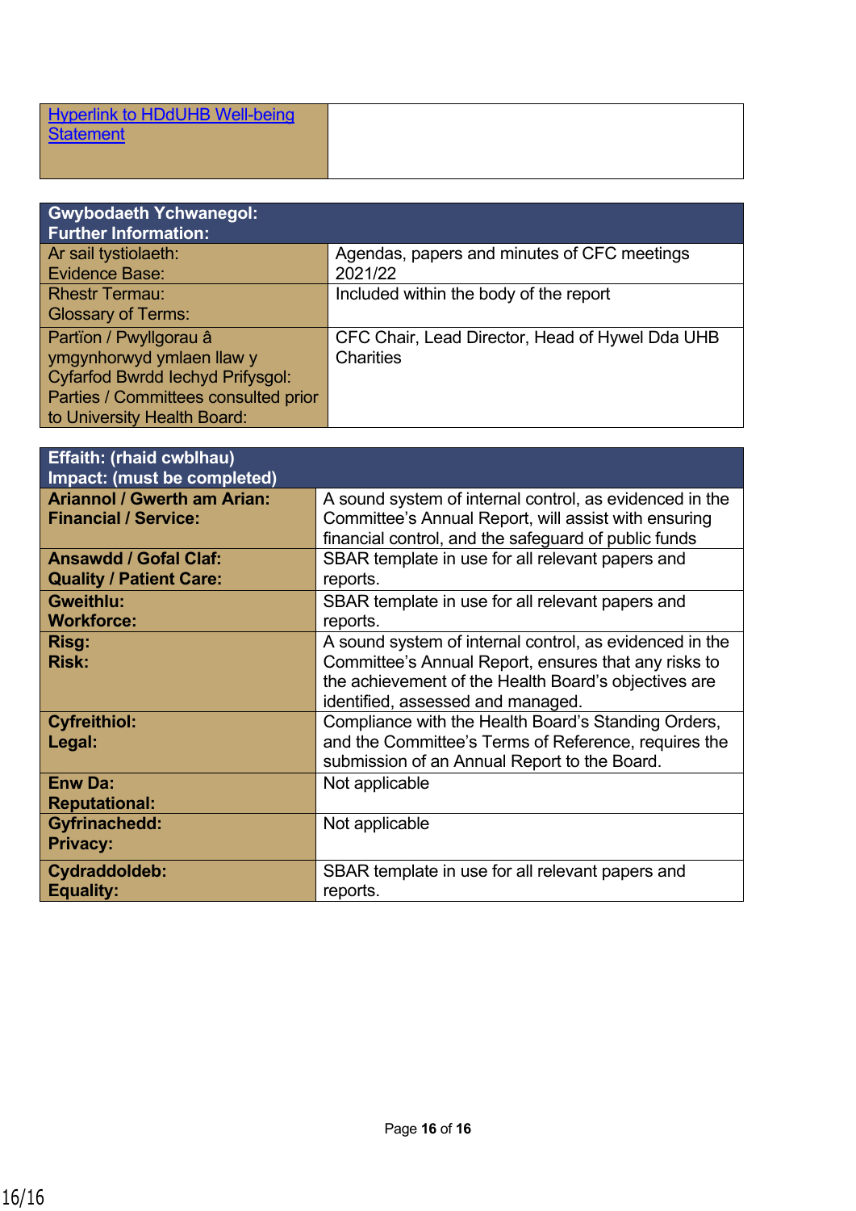| | |
|---|---|
| [Hyperlink to HDdUHB Well-being Statement]() | |

| Gwybodaeth Ychwanegol: Further Information: | |
|---|---|
| Ar sail tystiolaeth: Evidence Base: | Agendas, papers and minutes of CFC meetings 2021/22 |
| Rhestr Termau: Glossary of Terms: | Included within the body of the report |
| Partïon / Pwyllgorau â ymgynhorwyd ymlaen llaw y Cyfarfod Bwrdd Iechyd Prifysgol: Parties / Committees consulted prior to University Health Board: | CFC Chair, Lead Director, Head of Hywel Dda UHB Charities |

| Effaith: (rhaid cwblhau) Impact: (must be completed) | |
|---|---|
| **Ariannol / Gwerth am Arian: Financial / Service:** | A sound system of internal control, as evidenced in the Committee's Annual Report, will assist with ensuring financial control, and the safeguard of public funds |
| **Ansawdd / Gofal Claf: Quality / Patient Care:** | SBAR template in use for all relevant papers and reports. |
| **Gweithlu: Workforce:** | SBAR template in use for all relevant papers and reports. |
| **Risg: Risk:** | A sound system of internal control, as evidenced in the Committee's Annual Report, ensures that any risks to the achievement of the Health Board's objectives are identified, assessed and managed. |
| **Cyfreithiol: Legal:** | Compliance with the Health Board's Standing Orders, and the Committee's Terms of Reference, requires the submission of an Annual Report to the Board. |
| **Enw Da: Reputational:** | Not applicable |
| **Gyfrinachedd: Privacy:** | Not applicable |
| **Cydraddoldeb: Equality:** | SBAR template in use for all relevant papers and reports. |